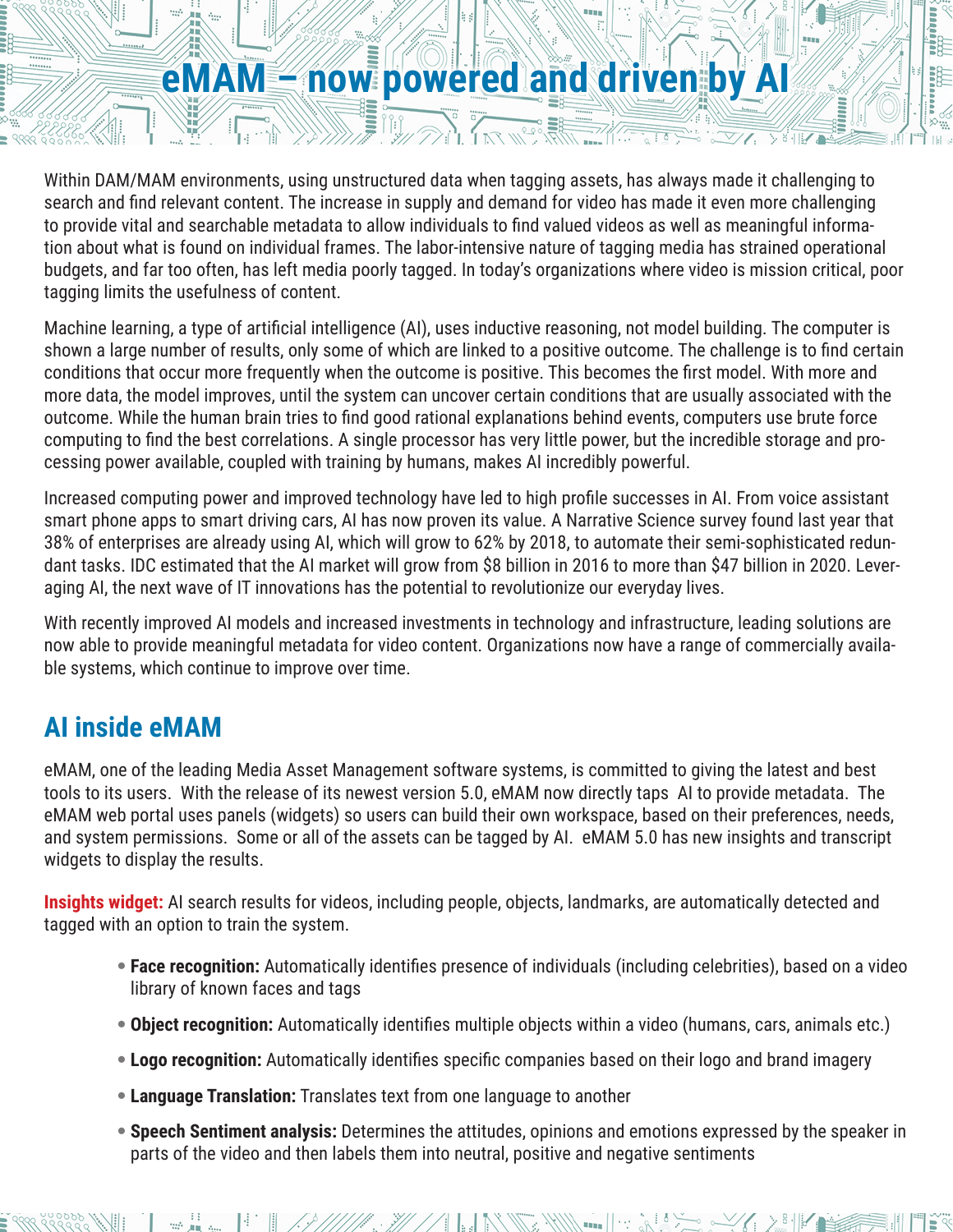# eMAM – now powered and driven by AI

Within DAM/MAM environments, using unstructured data when tagging assets, has always made it challenging to search and find relevant content. The increase in supply and demand for video has made it even more challenging to provide vital and searchable metadata to allow individuals to find valued videos as well as meaningful information about what is found on individual frames. The labor-intensive nature of tagging media has strained operational budgets, and far too often, has left media poorly tagged. In today's organizations where video is mission critical, poor tagging limits the usefulness of content.

Machine learning, a type of artificial intelligence (AI), uses inductive reasoning, not model building. The computer is shown a large number of results, only some of which are linked to a positive outcome. The challenge is to find certain conditions that occur more frequently when the outcome is positive. This becomes the first model. With more and more data, the model improves, until the system can uncover certain conditions that are usually associated with the outcome. While the human brain tries to find good rational explanations behind events, computers use brute force computing to find the best correlations. A single processor has very little power, but the incredible storage and processing power available, coupled with training by humans, makes AI incredibly powerful.

Increased computing power and improved technology have led to high profile successes in AI. From voice assistant smart phone apps to smart driving cars, AI has now proven its value. A Narrative Science survey found last year that 38% of enterprises are already using AI, which will grow to 62% by 2018, to automate their semi-sophisticated redundant tasks. IDC estimated that the AI market will grow from $8 billion in 2016 to more than $47 billion in 2020. Leveraging AI, the next wave of IT innovations has the potential to revolutionize our everyday lives.

With recently improved AI models and increased investments in technology and infrastructure, leading solutions are now able to provide meaningful metadata for video content. Organizations now have a range of commercially available systems, which continue to improve over time.

## AI inside eMAM

eMAM, one of the leading Media Asset Management software systems, is committed to giving the latest and best tools to its users. With the release of its newest version 5.0, eMAM now directly taps AI to provide metadata. The eMAM web portal uses panels (widgets) so users can build their own workspace, based on their preferences, needs, and system permissions. Some or all of the assets can be tagged by AI. eMAM 5.0 has new insights and transcript widgets to display the results.

**Insights widget:** AI search results for videos, including people, objects, landmarks, are automatically detected and tagged with an option to train the system.

- **Face recognition:** Automatically identifies presence of individuals (including celebrities), based on a video library of known faces and tags
- **Object recognition:** Automatically identifies multiple objects within a video (humans, cars, animals etc.)
- **Logo recognition:** Automatically identifies specific companies based on their logo and brand imagery
- **Language Translation:** Translates text from one language to another
- **Speech Sentiment analysis:** Determines the attitudes, opinions and emotions expressed by the speaker in parts of the video and then labels them into neutral, positive and negative sentiments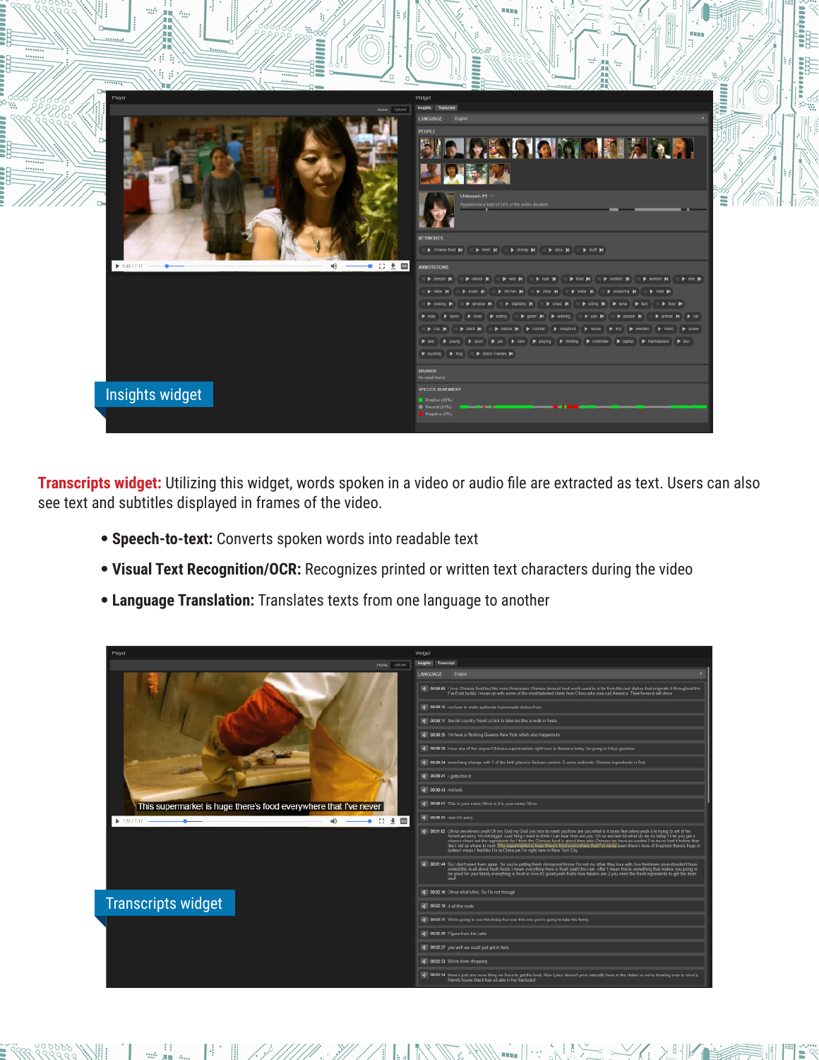Insights widget

**Transcripts widget:** Utilizing this widget, words spoken in a video or audio file are extracted as text. Users can also see text and subtitles displayed in frames of the video.

- **Speech-to-text:** Converts spoken words into readable text
- **Visual Text Recognition/OCR:** Recognizes printed or written text characters during the video
- **Language Translation:** Translates texts from one language to another

Transcripts widget